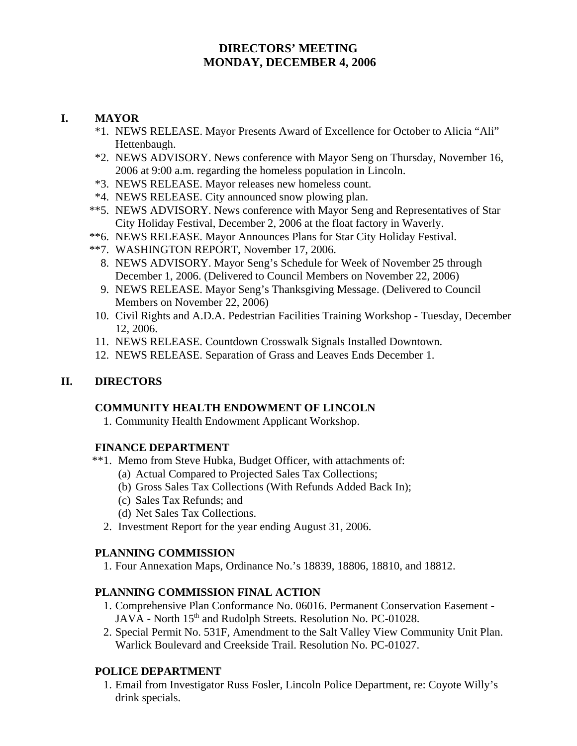# DIRECTORS' MEETING
# MONDAY, DECEMBER 4, 2006

## I. MAYOR

*1. NEWS RELEASE. Mayor Presents Award of Excellence for October to Alicia "Ali" Hettenbaugh.

*2. NEWS ADVISORY. News conference with Mayor Seng on Thursday, November 16, 2006 at 9:00 a.m. regarding the homeless population in Lincoln.

*3. NEWS RELEASE. Mayor releases new homeless count.

*4. NEWS RELEASE. City announced snow plowing plan.

**5. NEWS ADVISORY. News conference with Mayor Seng and Representatives of Star City Holiday Festival, December 2, 2006 at the float factory in Waverly.

**6. NEWS RELEASE. Mayor Announces Plans for Star City Holiday Festival.

**7. WASHINGTON REPORT, November 17, 2006.

8. NEWS ADVISORY. Mayor Seng's Schedule for Week of November 25 through December 1, 2006. (Delivered to Council Members on November 22, 2006)

9. NEWS RELEASE. Mayor Seng's Thanksgiving Message. (Delivered to Council Members on November 22, 2006)

10. Civil Rights and A.D.A. Pedestrian Facilities Training Workshop - Tuesday, December 12, 2006.

11. NEWS RELEASE. Countdown Crosswalk Signals Installed Downtown.

12. NEWS RELEASE. Separation of Grass and Leaves Ends December 1.

## II. DIRECTORS

### COMMUNITY HEALTH ENDOWMENT OF LINCOLN

1. Community Health Endowment Applicant Workshop.

### FINANCE DEPARTMENT

**1. Memo from Steve Hubka, Budget Officer, with attachments of:
   (a) Actual Compared to Projected Sales Tax Collections;
   (b) Gross Sales Tax Collections (With Refunds Added Back In);
   (c) Sales Tax Refunds; and
   (d) Net Sales Tax Collections.

2. Investment Report for the year ending August 31, 2006.

### PLANNING COMMISSION

1. Four Annexation Maps, Ordinance No.'s 18839, 18806, 18810, and 18812.

### PLANNING COMMISSION FINAL ACTION

1. Comprehensive Plan Conformance No. 06016. Permanent Conservation Easement - JAVA - North 15th and Rudolph Streets. Resolution No. PC-01028.

2. Special Permit No. 531F, Amendment to the Salt Valley View Community Unit Plan. Warlick Boulevard and Creekside Trail. Resolution No. PC-01027.

### POLICE DEPARTMENT

1. Email from Investigator Russ Fosler, Lincoln Police Department, re: Coyote Willy's drink specials.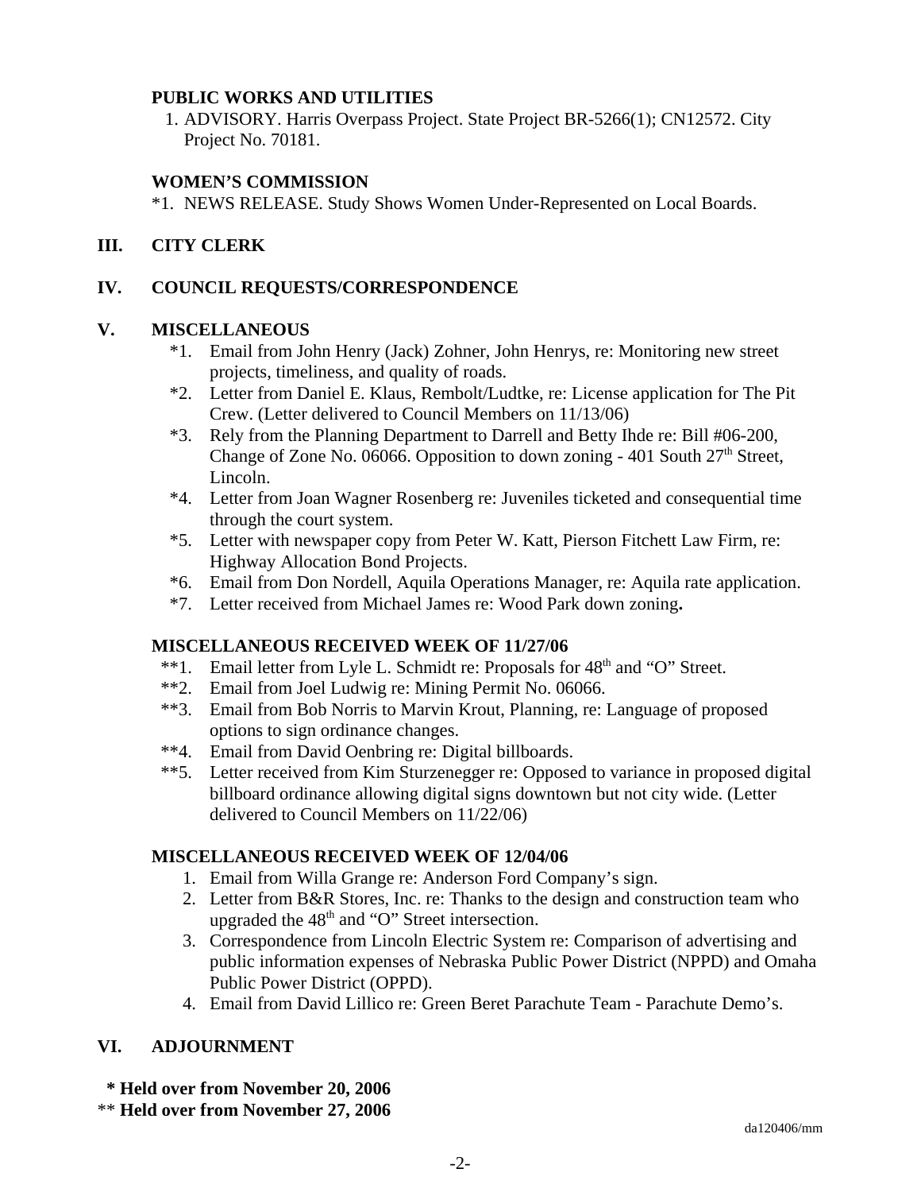**PUBLIC WORKS AND UTILITIES**

1. ADVISORY. Harris Overpass Project. State Project BR-5266(1); CN12572. City Project No. 70181.

**WOMEN'S COMMISSION**

*1. NEWS RELEASE. Study Shows Women Under-Represented on Local Boards.

## III. CITY CLERK

## IV. COUNCIL REQUESTS/CORRESPONDENCE

## V. MISCELLANEOUS

*1. Email from John Henry (Jack) Zohner, John Henrys, re: Monitoring new street projects, timeliness, and quality of roads.

*2. Letter from Daniel E. Klaus, Rembolt/Ludtke, re: License application for The Pit Crew. (Letter delivered to Council Members on 11/13/06)

*3. Rely from the Planning Department to Darrell and Betty Ihde re: Bill #06-200, Change of Zone No. 06066. Opposition to down zoning - 401 South 27th Street, Lincoln.

*4. Letter from Joan Wagner Rosenberg re: Juveniles ticketed and consequential time through the court system.

*5. Letter with newspaper copy from Peter W. Katt, Pierson Fitchett Law Firm, re: Highway Allocation Bond Projects.

*6. Email from Don Nordell, Aquila Operations Manager, re: Aquila rate application.

*7. Letter received from Michael James re: Wood Park down zoning**.**

**MISCELLANEOUS RECEIVED WEEK OF 11/27/06**

**1. Email letter from Lyle L. Schmidt re: Proposals for 48th and "O" Street.

**2. Email from Joel Ludwig re: Mining Permit No. 06066.

**3. Email from Bob Norris to Marvin Krout, Planning, re: Language of proposed options to sign ordinance changes.

**4. Email from David Oenbring re: Digital billboards.

**5. Letter received from Kim Sturzenegger re: Opposed to variance in proposed digital billboard ordinance allowing digital signs downtown but not city wide. (Letter delivered to Council Members on 11/22/06)

**MISCELLANEOUS RECEIVED WEEK OF 12/04/06**

1. Email from Willa Grange re: Anderson Ford Company's sign.
2. Letter from B&R Stores, Inc. re: Thanks to the design and construction team who upgraded the 48th and "O" Street intersection.
3. Correspondence from Lincoln Electric System re: Comparison of advertising and public information expenses of Nebraska Public Power District (NPPD) and Omaha Public Power District (OPPD).
4. Email from David Lillico re: Green Beret Parachute Team - Parachute Demo's.

## VI. ADJOURNMENT

**\* Held over from November 20, 2006**

\*\* **Held over from November 27, 2006**

da120406/mm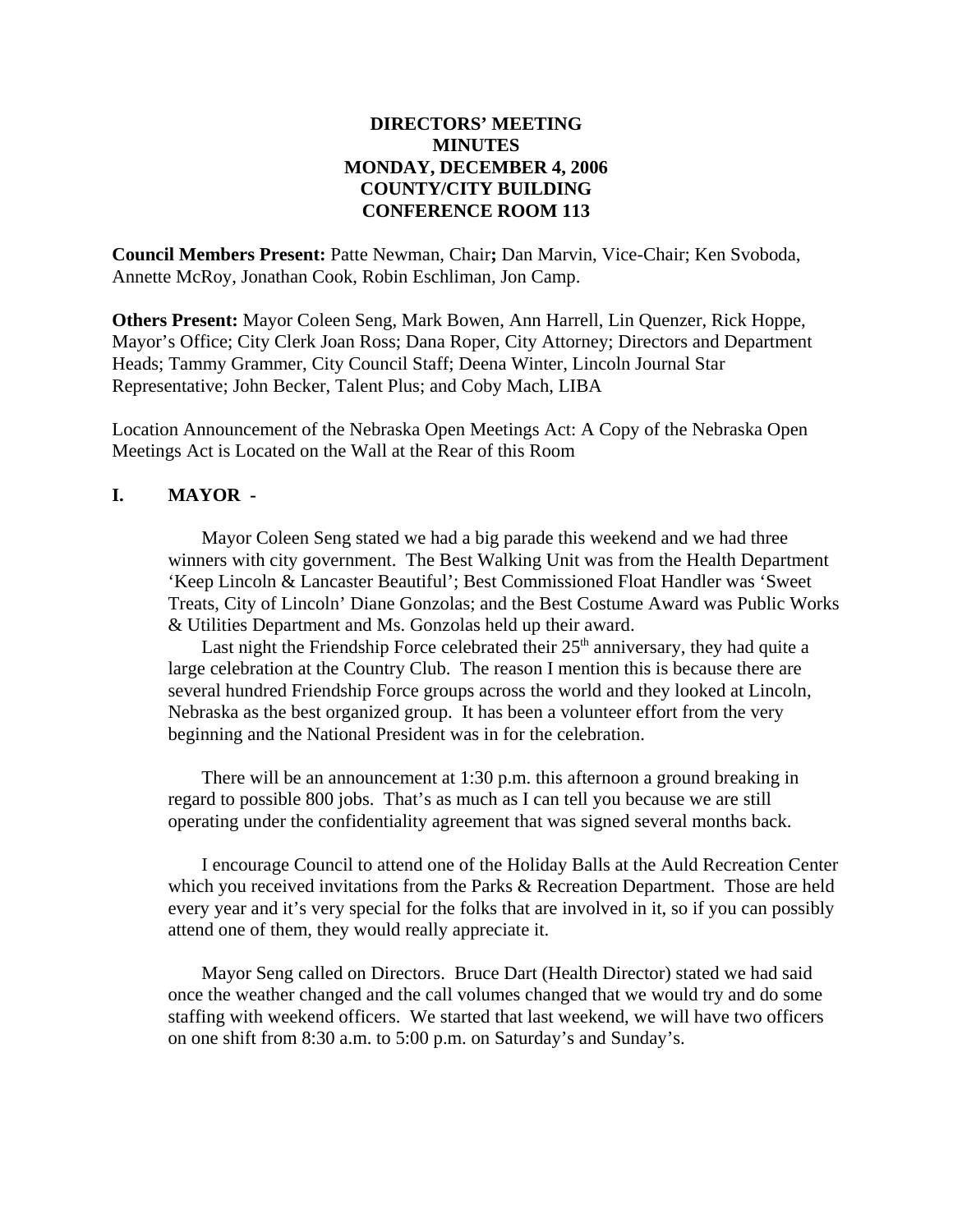**DIRECTORS' MEETING**
**MINUTES**
**MONDAY, DECEMBER 4, 2006**
**COUNTY/CITY BUILDING**
**CONFERENCE ROOM 113**

**Council Members Present:** Patte Newman, Chair**;** Dan Marvin, Vice-Chair; Ken Svoboda, Annette McRoy, Jonathan Cook, Robin Eschliman, Jon Camp.

**Others Present:** Mayor Coleen Seng, Mark Bowen, Ann Harrell, Lin Quenzer, Rick Hoppe, Mayor's Office; City Clerk Joan Ross; Dana Roper, City Attorney; Directors and Department Heads; Tammy Grammer, City Council Staff; Deena Winter, Lincoln Journal Star Representative; John Becker, Talent Plus; and Coby Mach, LIBA

Location Announcement of the Nebraska Open Meetings Act: A Copy of the Nebraska Open Meetings Act is Located on the Wall at the Rear of this Room

## I. MAYOR -

Mayor Coleen Seng stated we had a big parade this weekend and we had three winners with city government. The Best Walking Unit was from the Health Department 'Keep Lincoln & Lancaster Beautiful'; Best Commissioned Float Handler was 'Sweet Treats, City of Lincoln' Diane Gonzolas; and the Best Costume Award was Public Works & Utilities Department and Ms. Gonzolas held up their award.

Last night the Friendship Force celebrated their 25th anniversary, they had quite a large celebration at the Country Club. The reason I mention this is because there are several hundred Friendship Force groups across the world and they looked at Lincoln, Nebraska as the best organized group. It has been a volunteer effort from the very beginning and the National President was in for the celebration.

There will be an announcement at 1:30 p.m. this afternoon a ground breaking in regard to possible 800 jobs. That's as much as I can tell you because we are still operating under the confidentiality agreement that was signed several months back.

I encourage Council to attend one of the Holiday Balls at the Auld Recreation Center which you received invitations from the Parks & Recreation Department. Those are held every year and it's very special for the folks that are involved in it, so if you can possibly attend one of them, they would really appreciate it.

Mayor Seng called on Directors. Bruce Dart (Health Director) stated we had said once the weather changed and the call volumes changed that we would try and do some staffing with weekend officers. We started that last weekend, we will have two officers on one shift from 8:30 a.m. to 5:00 p.m. on Saturday's and Sunday's.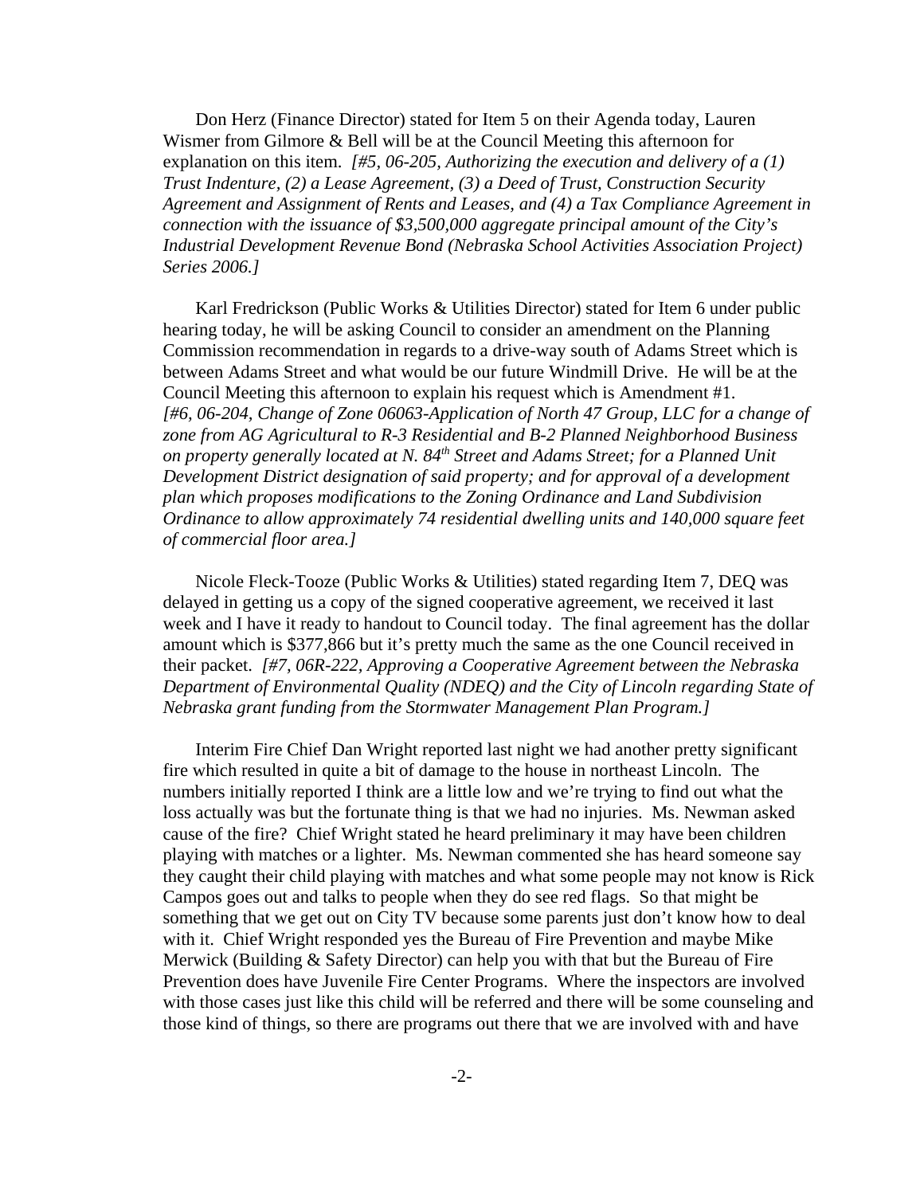Don Herz (Finance Director) stated for Item 5 on their Agenda today, Lauren Wismer from Gilmore & Bell will be at the Council Meeting this afternoon for explanation on this item. *[#5, 06-205, Authorizing the execution and delivery of a (1) Trust Indenture, (2) a Lease Agreement, (3) a Deed of Trust, Construction Security Agreement and Assignment of Rents and Leases, and (4) a Tax Compliance Agreement in connection with the issuance of $3,500,000 aggregate principal amount of the City's Industrial Development Revenue Bond (Nebraska School Activities Association Project) Series 2006.]*

Karl Fredrickson (Public Works & Utilities Director) stated for Item 6 under public hearing today, he will be asking Council to consider an amendment on the Planning Commission recommendation in regards to a drive-way south of Adams Street which is between Adams Street and what would be our future Windmill Drive. He will be at the Council Meeting this afternoon to explain his request which is Amendment #1. *[#6, 06-204, Change of Zone 06063-Application of North 47 Group, LLC for a change of zone from AG Agricultural to R-3 Residential and B-2 Planned Neighborhood Business on property generally located at N. 84th Street and Adams Street; for a Planned Unit Development District designation of said property; and for approval of a development plan which proposes modifications to the Zoning Ordinance and Land Subdivision Ordinance to allow approximately 74 residential dwelling units and 140,000 square feet of commercial floor area.]*

Nicole Fleck-Tooze (Public Works & Utilities) stated regarding Item 7, DEQ was delayed in getting us a copy of the signed cooperative agreement, we received it last week and I have it ready to handout to Council today. The final agreement has the dollar amount which is $377,866 but it's pretty much the same as the one Council received in their packet. *[#7, 06R-222, Approving a Cooperative Agreement between the Nebraska Department of Environmental Quality (NDEQ) and the City of Lincoln regarding State of Nebraska grant funding from the Stormwater Management Plan Program.]*

Interim Fire Chief Dan Wright reported last night we had another pretty significant fire which resulted in quite a bit of damage to the house in northeast Lincoln. The numbers initially reported I think are a little low and we're trying to find out what the loss actually was but the fortunate thing is that we had no injuries. Ms. Newman asked cause of the fire? Chief Wright stated he heard preliminary it may have been children playing with matches or a lighter. Ms. Newman commented she has heard someone say they caught their child playing with matches and what some people may not know is Rick Campos goes out and talks to people when they do see red flags. So that might be something that we get out on City TV because some parents just don't know how to deal with it. Chief Wright responded yes the Bureau of Fire Prevention and maybe Mike Merwick (Building & Safety Director) can help you with that but the Bureau of Fire Prevention does have Juvenile Fire Center Programs. Where the inspectors are involved with those cases just like this child will be referred and there will be some counseling and those kind of things, so there are programs out there that we are involved with and have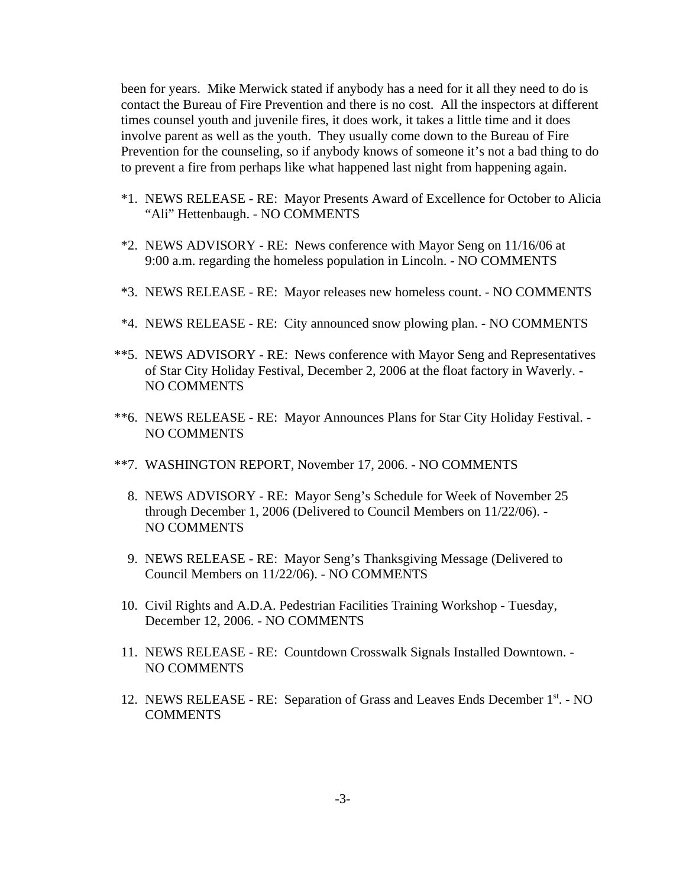been for years. Mike Merwick stated if anybody has a need for it all they need to do is contact the Bureau of Fire Prevention and there is no cost. All the inspectors at different times counsel youth and juvenile fires, it does work, it takes a little time and it does involve parent as well as the youth. They usually come down to the Bureau of Fire Prevention for the counseling, so if anybody knows of someone it's not a bad thing to do to prevent a fire from perhaps like what happened last night from happening again.

*1. NEWS RELEASE - RE: Mayor Presents Award of Excellence for October to Alicia "Ali" Hettenbaugh. - NO COMMENTS

*2. NEWS ADVISORY - RE: News conference with Mayor Seng on 11/16/06 at 9:00 a.m. regarding the homeless population in Lincoln. - NO COMMENTS

*3. NEWS RELEASE - RE: Mayor releases new homeless count. - NO COMMENTS

*4. NEWS RELEASE - RE: City announced snow plowing plan. - NO COMMENTS

**5. NEWS ADVISORY - RE: News conference with Mayor Seng and Representatives of Star City Holiday Festival, December 2, 2006 at the float factory in Waverly. - NO COMMENTS

**6. NEWS RELEASE - RE: Mayor Announces Plans for Star City Holiday Festival. - NO COMMENTS

**7. WASHINGTON REPORT, November 17, 2006. - NO COMMENTS

8. NEWS ADVISORY - RE: Mayor Seng's Schedule for Week of November 25 through December 1, 2006 (Delivered to Council Members on 11/22/06). - NO COMMENTS

9. NEWS RELEASE - RE: Mayor Seng's Thanksgiving Message (Delivered to Council Members on 11/22/06). - NO COMMENTS

10. Civil Rights and A.D.A. Pedestrian Facilities Training Workshop - Tuesday, December 12, 2006. - NO COMMENTS

11. NEWS RELEASE - RE: Countdown Crosswalk Signals Installed Downtown. - NO COMMENTS

12. NEWS RELEASE - RE: Separation of Grass and Leaves Ends December 1st. - NO COMMENTS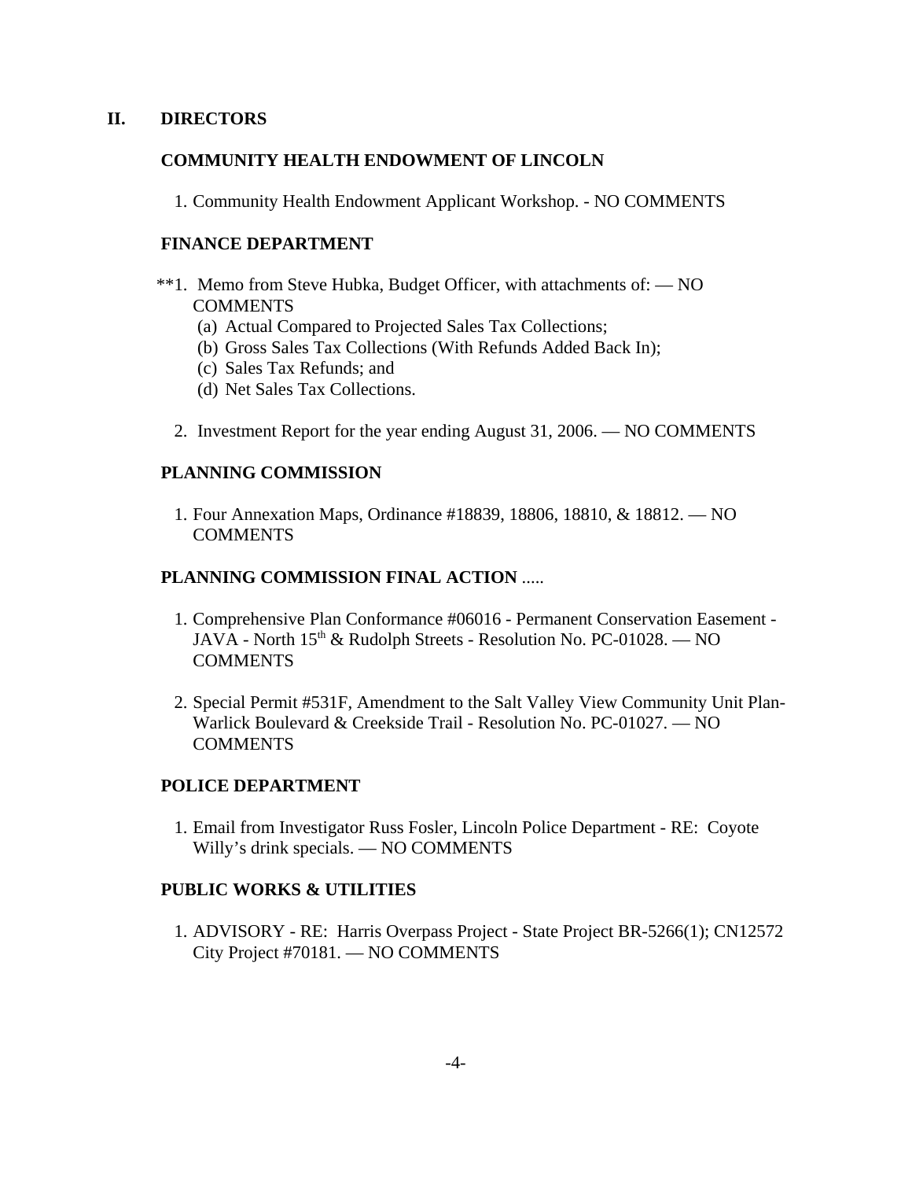## II. DIRECTORS

### COMMUNITY HEALTH ENDOWMENT OF LINCOLN

1. Community Health Endowment Applicant Workshop. - NO COMMENTS

### FINANCE DEPARTMENT

**1. Memo from Steve Hubka, Budget Officer, with attachments of: — NO COMMENTS
   - (a) Actual Compared to Projected Sales Tax Collections;
   - (b) Gross Sales Tax Collections (With Refunds Added Back In);
   - (c) Sales Tax Refunds; and
   - (d) Net Sales Tax Collections.

2. Investment Report for the year ending August 31, 2006. — NO COMMENTS

### PLANNING COMMISSION

1. Four Annexation Maps, Ordinance #18839, 18806, 18810, & 18812. — NO COMMENTS

### PLANNING COMMISSION FINAL ACTION .....

1. Comprehensive Plan Conformance #06016 - Permanent Conservation Easement - JAVA - North 15th & Rudolph Streets - Resolution No. PC-01028. — NO COMMENTS

2. Special Permit #531F, Amendment to the Salt Valley View Community Unit Plan-Warlick Boulevard & Creekside Trail - Resolution No. PC-01027. — NO COMMENTS

### POLICE DEPARTMENT

1. Email from Investigator Russ Fosler, Lincoln Police Department - RE: Coyote Willy's drink specials. — NO COMMENTS

### PUBLIC WORKS & UTILITIES

1. ADVISORY - RE: Harris Overpass Project - State Project BR-5266(1); CN12572 City Project #70181. — NO COMMENTS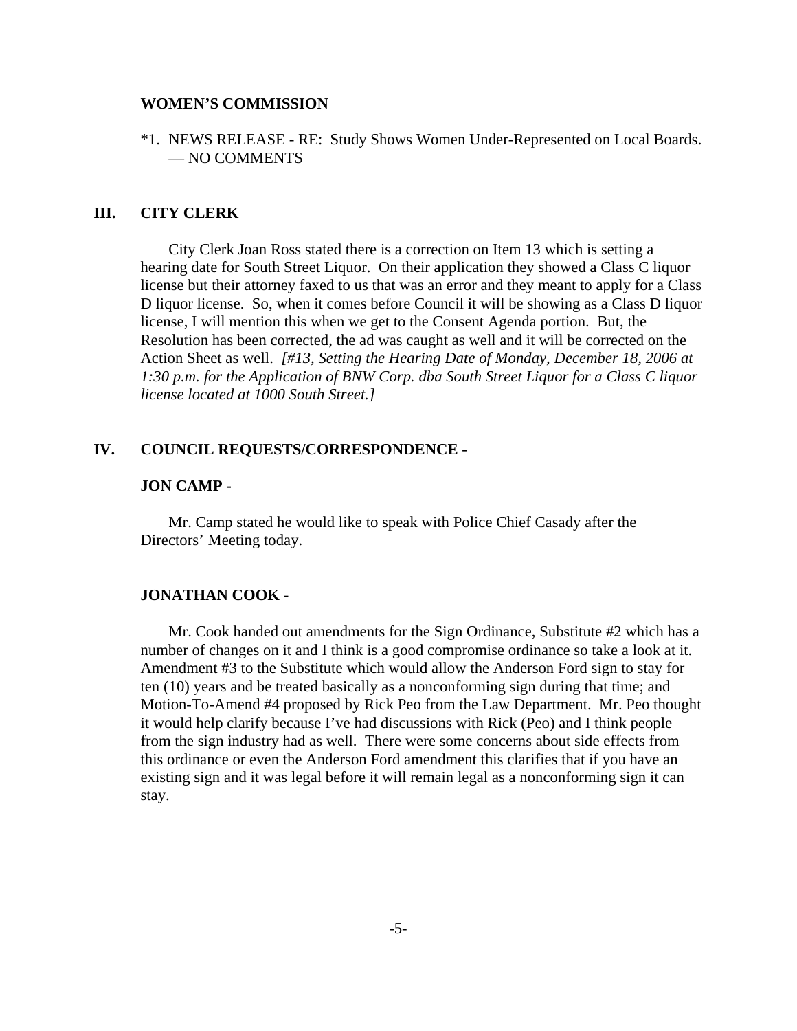**WOMEN'S COMMISSION**

*1. NEWS RELEASE - RE: Study Shows Women Under-Represented on Local Boards. — NO COMMENTS

## III. CITY CLERK

City Clerk Joan Ross stated there is a correction on Item 13 which is setting a hearing date for South Street Liquor. On their application they showed a Class C liquor license but their attorney faxed to us that was an error and they meant to apply for a Class D liquor license. So, when it comes before Council it will be showing as a Class D liquor license, I will mention this when we get to the Consent Agenda portion. But, the Resolution has been corrected, the ad was caught as well and it will be corrected on the Action Sheet as well. *[#13, Setting the Hearing Date of Monday, December 18, 2006 at 1:30 p.m. for the Application of BNW Corp. dba South Street Liquor for a Class C liquor license located at 1000 South Street.]*

## IV. COUNCIL REQUESTS/CORRESPONDENCE -

**JON CAMP -**

Mr. Camp stated he would like to speak with Police Chief Casady after the Directors' Meeting today.

**JONATHAN COOK -**

Mr. Cook handed out amendments for the Sign Ordinance, Substitute #2 which has a number of changes on it and I think is a good compromise ordinance so take a look at it. Amendment #3 to the Substitute which would allow the Anderson Ford sign to stay for ten (10) years and be treated basically as a nonconforming sign during that time; and Motion-To-Amend #4 proposed by Rick Peo from the Law Department. Mr. Peo thought it would help clarify because I've had discussions with Rick (Peo) and I think people from the sign industry had as well. There were some concerns about side effects from this ordinance or even the Anderson Ford amendment this clarifies that if you have an existing sign and it was legal before it will remain legal as a nonconforming sign it can stay.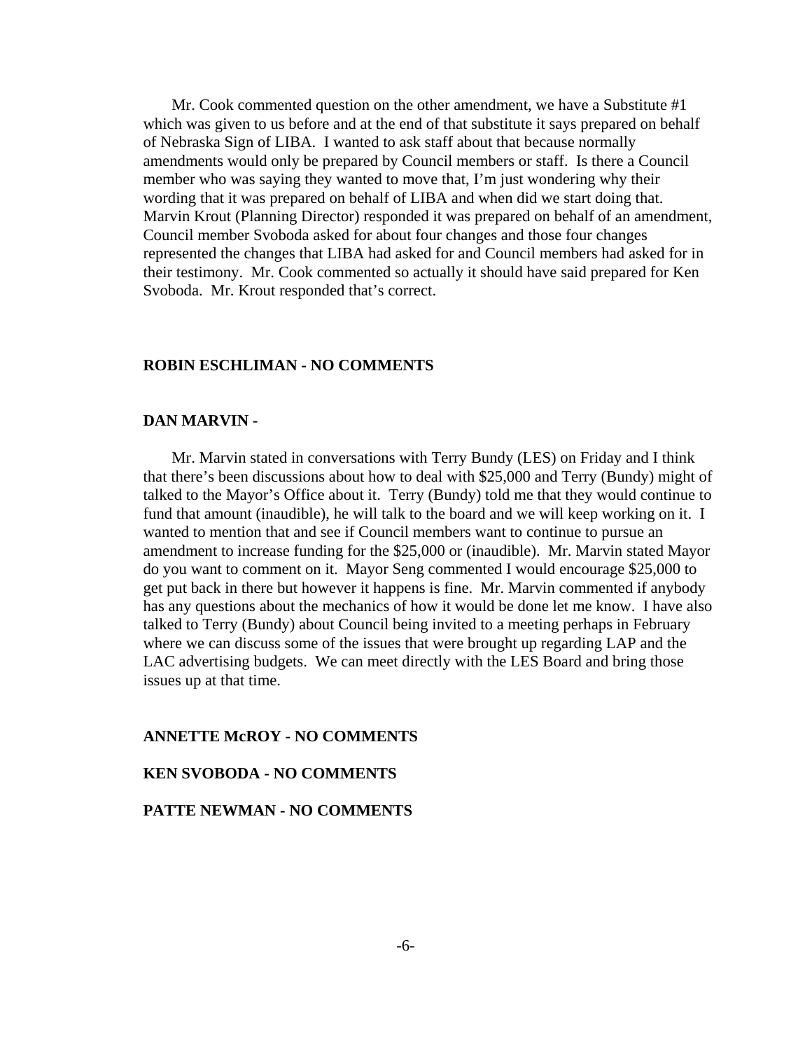Mr. Cook commented question on the other amendment, we have a Substitute #1 which was given to us before and at the end of that substitute it says prepared on behalf of Nebraska Sign of LIBA. I wanted to ask staff about that because normally amendments would only be prepared by Council members or staff. Is there a Council member who was saying they wanted to move that, I'm just wondering why their wording that it was prepared on behalf of LIBA and when did we start doing that. Marvin Krout (Planning Director) responded it was prepared on behalf of an amendment, Council member Svoboda asked for about four changes and those four changes represented the changes that LIBA had asked for and Council members had asked for in their testimony. Mr. Cook commented so actually it should have said prepared for Ken Svoboda. Mr. Krout responded that's correct.

**ROBIN ESCHLIMAN - NO COMMENTS**

**DAN MARVIN -**

Mr. Marvin stated in conversations with Terry Bundy (LES) on Friday and I think that there's been discussions about how to deal with $25,000 and Terry (Bundy) might of talked to the Mayor's Office about it. Terry (Bundy) told me that they would continue to fund that amount (inaudible), he will talk to the board and we will keep working on it. I wanted to mention that and see if Council members want to continue to pursue an amendment to increase funding for the $25,000 or (inaudible). Mr. Marvin stated Mayor do you want to comment on it. Mayor Seng commented I would encourage $25,000 to get put back in there but however it happens is fine. Mr. Marvin commented if anybody has any questions about the mechanics of how it would be done let me know. I have also talked to Terry (Bundy) about Council being invited to a meeting perhaps in February where we can discuss some of the issues that were brought up regarding LAP and the LAC advertising budgets. We can meet directly with the LES Board and bring those issues up at that time.

**ANNETTE McROY - NO COMMENTS**

**KEN SVOBODA - NO COMMENTS**

**PATTE NEWMAN - NO COMMENTS**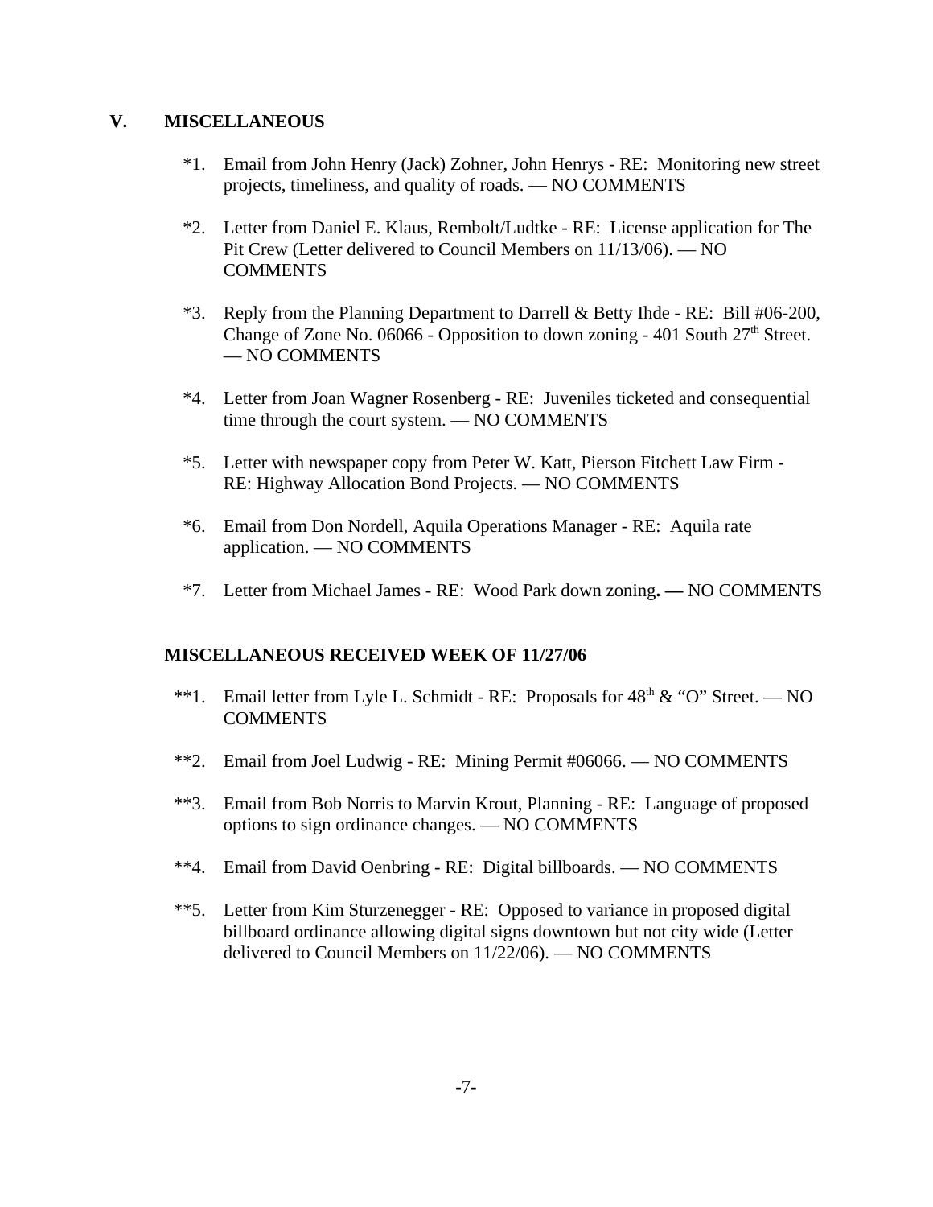## V. MISCELLANEOUS

*1. Email from John Henry (Jack) Zohner, John Henrys - RE: Monitoring new street projects, timeliness, and quality of roads. — NO COMMENTS

*2. Letter from Daniel E. Klaus, Rembolt/Ludtke - RE: License application for The Pit Crew (Letter delivered to Council Members on 11/13/06). — NO COMMENTS

*3. Reply from the Planning Department to Darrell & Betty Ihde - RE: Bill #06-200, Change of Zone No. 06066 - Opposition to down zoning - 401 South 27th Street. — NO COMMENTS

*4. Letter from Joan Wagner Rosenberg - RE: Juveniles ticketed and consequential time through the court system. — NO COMMENTS

*5. Letter with newspaper copy from Peter W. Katt, Pierson Fitchett Law Firm - RE: Highway Allocation Bond Projects. — NO COMMENTS

*6. Email from Don Nordell, Aquila Operations Manager - RE: Aquila rate application. — NO COMMENTS

*7. Letter from Michael James - RE: Wood Park down zoning. — NO COMMENTS

### MISCELLANEOUS RECEIVED WEEK OF 11/27/06

**1. Email letter from Lyle L. Schmidt - RE: Proposals for 48th & "O" Street. — NO COMMENTS

**2. Email from Joel Ludwig - RE: Mining Permit #06066. — NO COMMENTS

**3. Email from Bob Norris to Marvin Krout, Planning - RE: Language of proposed options to sign ordinance changes. — NO COMMENTS

**4. Email from David Oenbring - RE: Digital billboards. — NO COMMENTS

**5. Letter from Kim Sturzenegger - RE: Opposed to variance in proposed digital billboard ordinance allowing digital signs downtown but not city wide (Letter delivered to Council Members on 11/22/06). — NO COMMENTS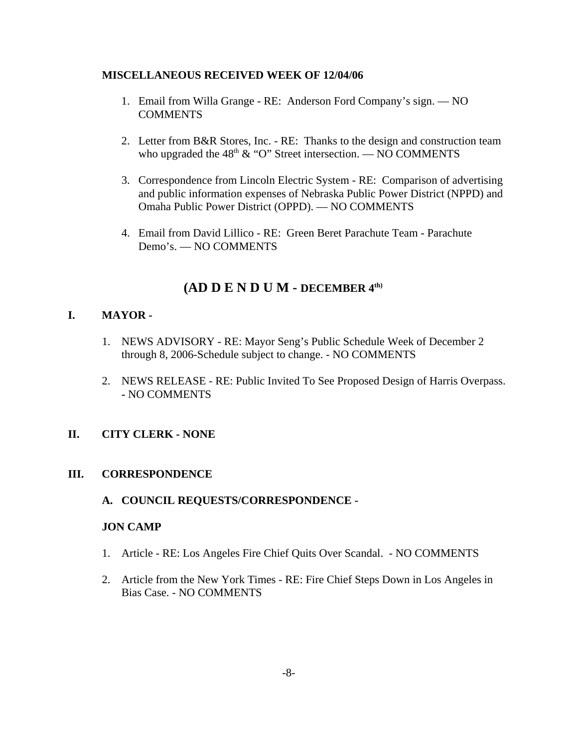**MISCELLANEOUS RECEIVED WEEK OF 12/04/06**

1. Email from Willa Grange - RE: Anderson Ford Company's sign. — NO COMMENTS

2. Letter from B&R Stores, Inc. - RE: Thanks to the design and construction team who upgraded the 48th & "O" Street intersection. — NO COMMENTS

3. Correspondence from Lincoln Electric System - RE: Comparison of advertising and public information expenses of Nebraska Public Power District (NPPD) and Omaha Public Power District (OPPD). — NO COMMENTS

4. Email from David Lillico - RE: Green Beret Parachute Team - Parachute Demo's. — NO COMMENTS

## (AD D E N D U M - DECEMBER 4th)

**I. MAYOR -**

1. NEWS ADVISORY - RE: Mayor Seng's Public Schedule Week of December 2 through 8, 2006-Schedule subject to change. - NO COMMENTS

2. NEWS RELEASE - RE: Public Invited To See Proposed Design of Harris Overpass. - NO COMMENTS

**II. CITY CLERK - NONE**

**III. CORRESPONDENCE**

**A. COUNCIL REQUESTS/CORRESPONDENCE -**

**JON CAMP**

1. Article - RE: Los Angeles Fire Chief Quits Over Scandal. - NO COMMENTS

2. Article from the New York Times - RE: Fire Chief Steps Down in Los Angeles in Bias Case. - NO COMMENTS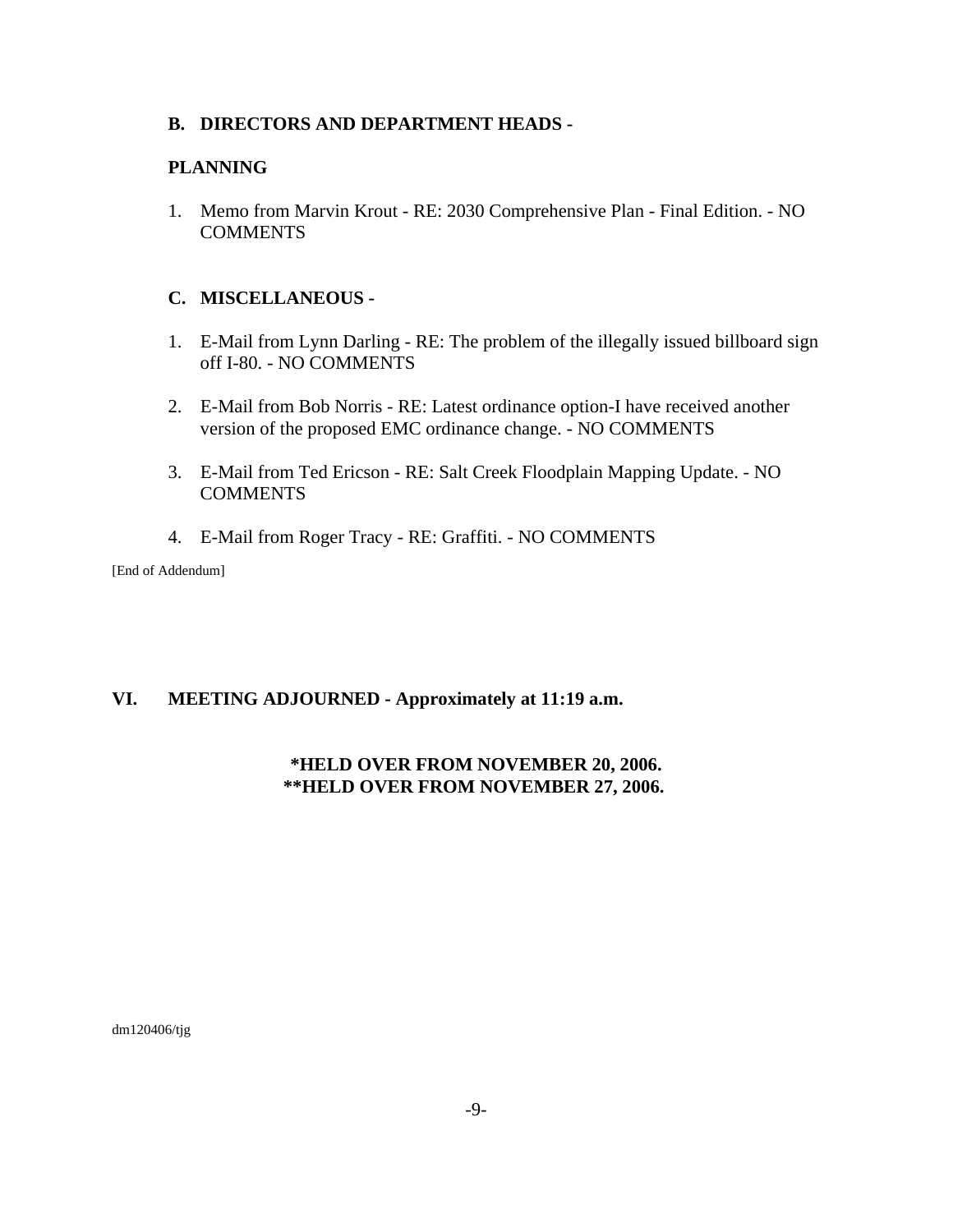**B. DIRECTORS AND DEPARTMENT HEADS -**

**PLANNING**

1. Memo from Marvin Krout - RE: 2030 Comprehensive Plan - Final Edition. - NO COMMENTS

**C. MISCELLANEOUS -**

1. E-Mail from Lynn Darling - RE: The problem of the illegally issued billboard sign off I-80. - NO COMMENTS
2. E-Mail from Bob Norris - RE: Latest ordinance option-I have received another version of the proposed EMC ordinance change. - NO COMMENTS
3. E-Mail from Ted Ericson - RE: Salt Creek Floodplain Mapping Update. - NO COMMENTS
4. E-Mail from Roger Tracy - RE: Graffiti. - NO COMMENTS

[End of Addendum]

**VI. MEETING ADJOURNED - Approximately at 11:19 a.m.**

**\*HELD OVER FROM NOVEMBER 20, 2006.**
**\*\*HELD OVER FROM NOVEMBER 27, 2006.**

dm120406/tjg